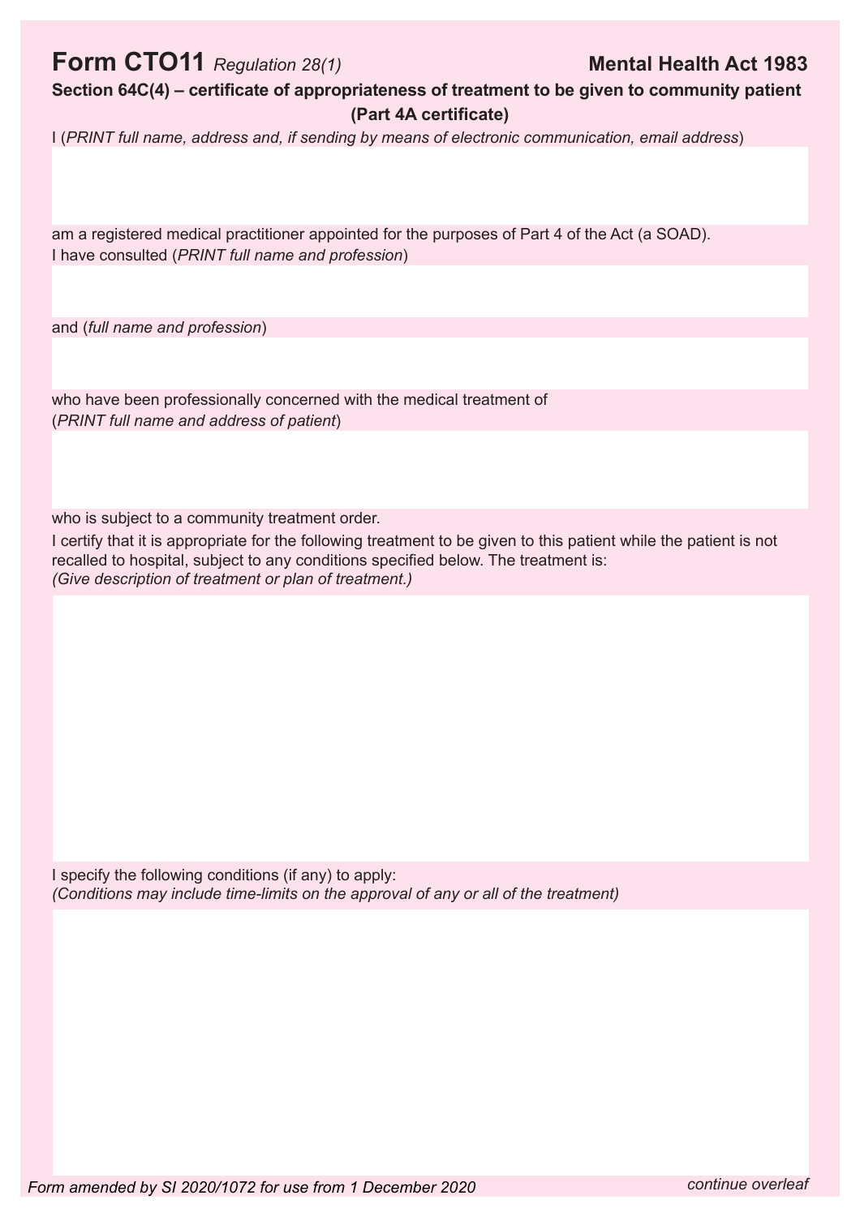# Form CTO11 *Regulation 28(1)* **Mental Health Act 1983**

**Section 64C(4) – certificate of appropriateness of treatment to be given to community patient (Part 4A certificate)**

I (*PRINT full name, address and, if sending by means of electronic communication, email address*)

am a registered medical practitioner appointed for the purposes of Part 4 of the Act (a SOAD).

I have consulted (*PRINT full name and profession*)

and (*full name and profession*)

who have been professionally concerned with the medical treatment of

(*PRINT full name and address of patient*)

who is subject to a community treatment order.

I certify that it is appropriate for the following treatment to be given to this patient while the patient is not recalled to hospital, subject to any conditions specified below. The treatment is:

*(Give description of treatment or plan of treatment.)*

I specify the following conditions (if any) to apply:

*(Conditions may include time-limits on the approval of any or all of the treatment)*

*Form amended by SI 2020/1072 for use from 1 December 2020*

*continue overleaf*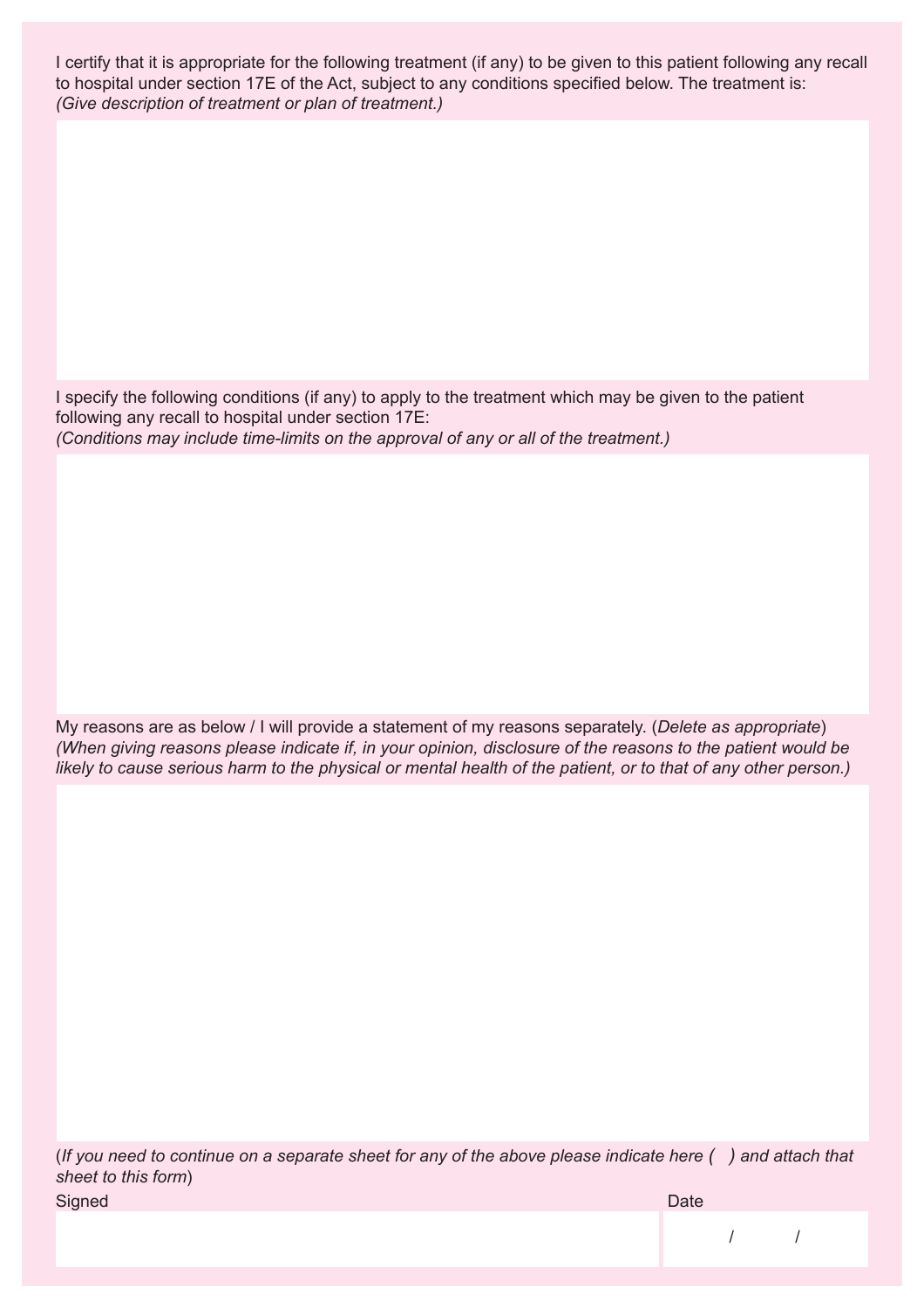I certify that it is appropriate for the following treatment (if any) to be given to this patient following any recall to hospital under section 17E of the Act, subject to any conditions specified below. The treatment is:
*(Give description of treatment or plan of treatment.)*

I specify the following conditions (if any) to apply to the treatment which may be given to the patient following any recall to hospital under section 17E:
*(Conditions may include time-limits on the approval of any or all of the treatment.)*

My reasons are as below / I will provide a statement of my reasons separately. (*Delete as appropriate*)
*(When giving reasons please indicate if, in your opinion, disclosure of the reasons to the patient would be likely to cause serious harm to the physical or mental health of the patient, or to that of any other person.)*

(*If you need to continue on a separate sheet for any of the above please indicate here (  ) and attach that sheet to this form*)

Signed

Date

/ /